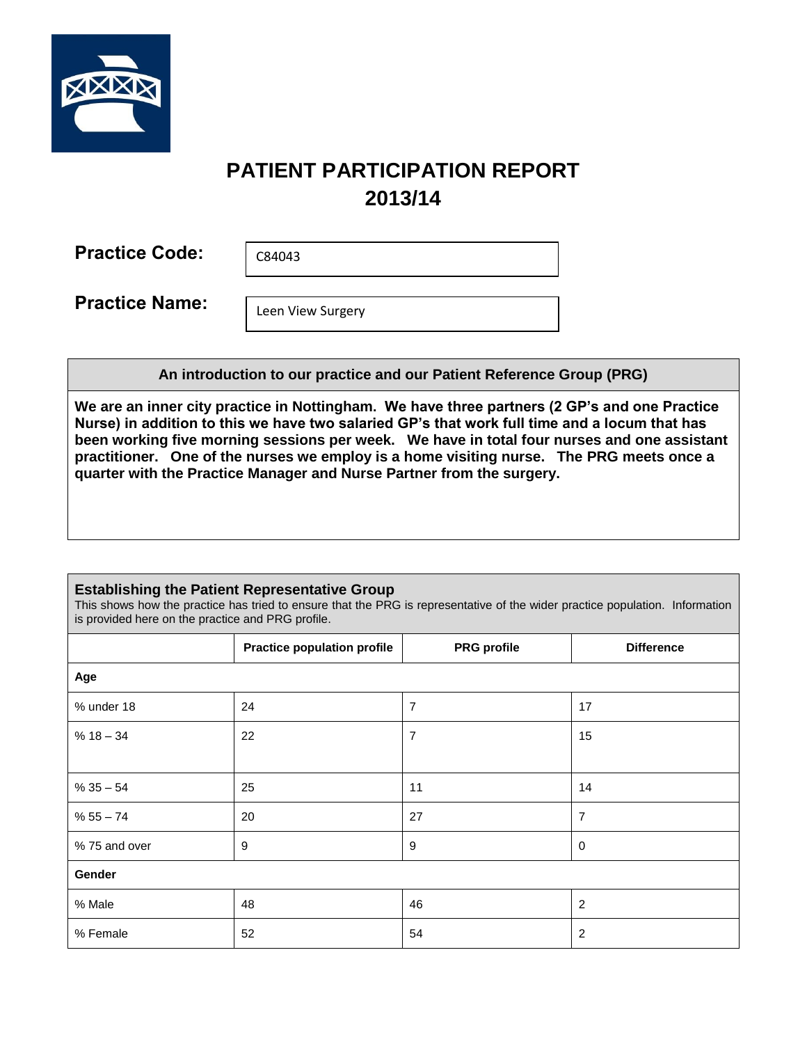# PATIENT PARTICIPATION REPORT 2013/14

**Practice Code:** C84043

**Practice Name:** Leen View Surgery

## An introduction to our practice and our Patient Reference Group (PRG)

**We are an inner city practice in Nottingham. We have three partners (2 GP's and one Practice Nurse) in addition to this we have two salaried GP's that work full time and a locum that has been working five morning sessions per week. We have in total four nurses and one assistant practitioner. One of the nurses we employ is a home visiting nurse. The PRG meets once a quarter with the Practice Manager and Nurse Partner from the surgery.**

## Establishing the Patient Representative Group

This shows how the practice has tried to ensure that the PRG is representative of the wider practice population. Information is provided here on the practice and PRG profile.

| | Practice population profile | PRG profile | Difference |
|---|---|---|---|
| **Age** | | | |
| % under 18 | 24 | 7 | 17 |
| % 18 – 34 | 22 | 7 | 15 |
| % 35 – 54 | 25 | 11 | 14 |
| % 55 – 74 | 20 | 27 | 7 |
| % 75 and over | 9 | 9 | 0 |
| **Gender** | | | |
| % Male | 48 | 46 | 2 |
| % Female | 52 | 54 | 2 |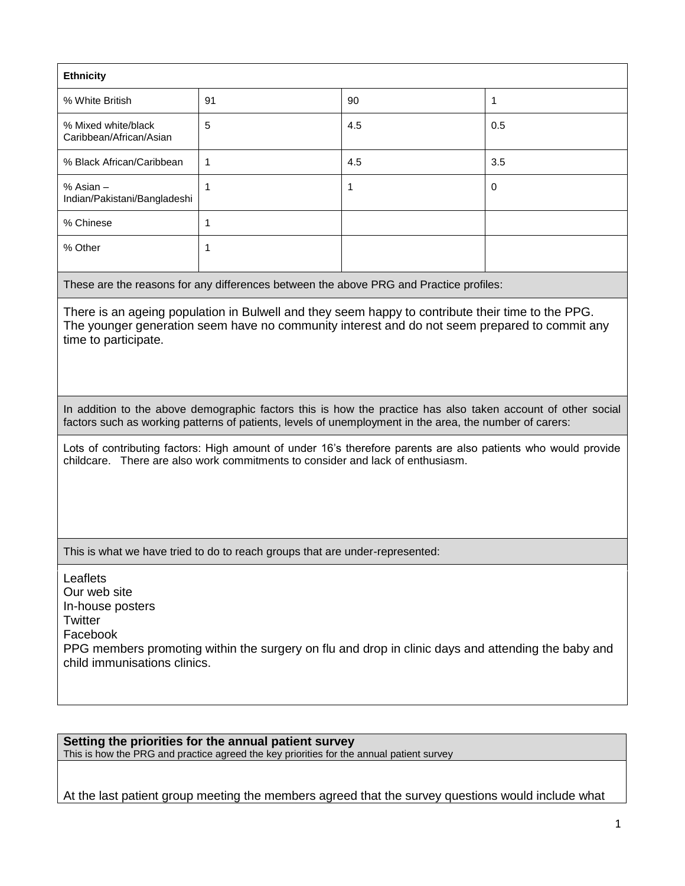| **Ethnicity** | | | |
|---|---|---|---|
| % White British | 91 | 90 | 1 |
| % Mixed white/black Caribbean/African/Asian | 5 | 4.5 | 0.5 |
| % Black African/Caribbean | 1 | 4.5 | 3.5 |
| % Asian – Indian/Pakistani/Bangladeshi | 1 | 1 | 0 |
| % Chinese | 1 | | |
| % Other | 1 | | |

These are the reasons for any differences between the above PRG and Practice profiles:

There is an ageing population in Bulwell and they seem happy to contribute their time to the PPG. The younger generation seem have no community interest and do not seem prepared to commit any time to participate.

In addition to the above demographic factors this is how the practice has also taken account of other social factors such as working patterns of patients, levels of unemployment in the area, the number of carers:

Lots of contributing factors: High amount of under 16's therefore parents are also patients who would provide childcare. There are also work commitments to consider and lack of enthusiasm.

This is what we have tried to do to reach groups that are under-represented:

Leaflets
Our web site
In-house posters
Twitter
Facebook
PPG members promoting within the surgery on flu and drop in clinic days and attending the baby and child immunisations clinics.

**Setting the priorities for the annual patient survey**
This is how the PRG and practice agreed the key priorities for the annual patient survey

At the last patient group meeting the members agreed that the survey questions would include what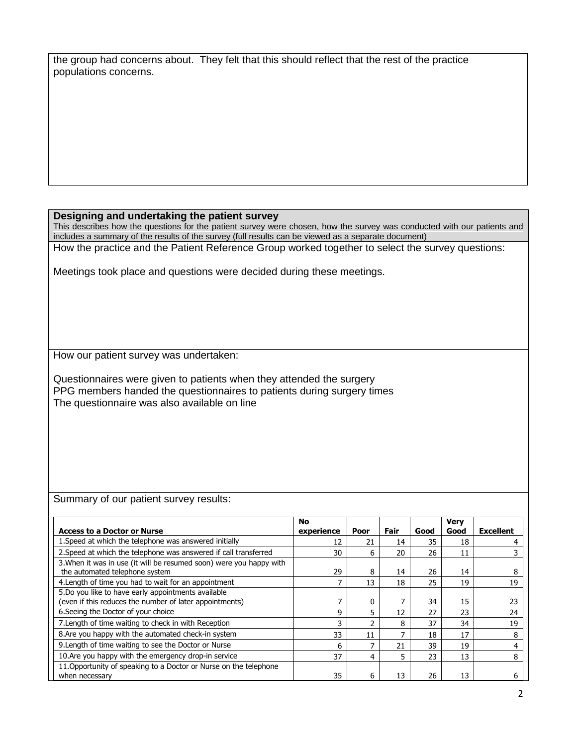the group had concerns about. They felt that this should reflect that the rest of the practice populations concerns.

## Designing and undertaking the patient survey

This describes how the questions for the patient survey were chosen, how the survey was conducted with our patients and includes a summary of the results of the survey (full results can be viewed as a separate document)

How the practice and the Patient Reference Group worked together to select the survey questions:

Meetings took place and questions were decided during these meetings.

How our patient survey was undertaken:

Questionnaires were given to patients when they attended the surgery
PPG members handed the questionnaires to patients during surgery times
The questionnaire was also available on line

Summary of our patient survey results:

| Access to a Doctor or Nurse | No experience | Poor | Fair | Good | Very Good | Excellent |
|---|---|---|---|---|---|---|
| 1.Speed at which the telephone was answered initially | 12 | 21 | 14 | 35 | 18 | 4 |
| 2.Speed at which the telephone was answered if call transferred | 30 | 6 | 20 | 26 | 11 | 3 |
| 3.When it was in use (it will be resumed soon) were you happy with the automated telephone system | 29 | 8 | 14 | 26 | 14 | 8 |
| 4.Length of time you had to wait for an appointment | 7 | 13 | 18 | 25 | 19 | 19 |
| 5.Do you like to have early appointments available (even if this reduces the number of later appointments) | 7 | 0 | 7 | 34 | 15 | 23 |
| 6.Seeing the Doctor of your choice | 9 | 5 | 12 | 27 | 23 | 24 |
| 7.Length of time waiting to check in with Reception | 3 | 2 | 8 | 37 | 34 | 19 |
| 8.Are you happy with the automated check-in system | 33 | 11 | 7 | 18 | 17 | 8 |
| 9.Length of time waiting to see the Doctor or Nurse | 6 | 7 | 21 | 39 | 19 | 4 |
| 10.Are you happy with the emergency drop-in service | 37 | 4 | 5 | 23 | 13 | 8 |
| 11.Opportunity of speaking to a Doctor or Nurse on the telephone when necessary | 35 | 6 | 13 | 26 | 13 | 6 |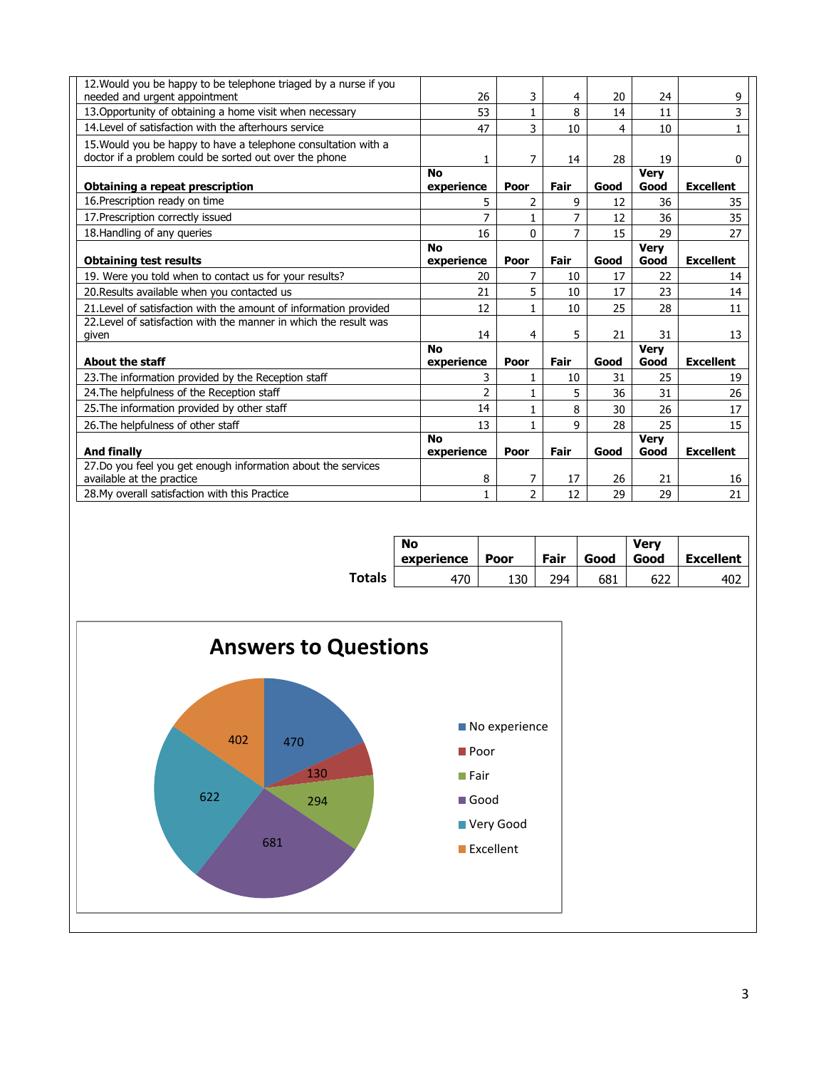| | | | | | | |
|---|---|---|---|---|---|---|
| 12.Would you be happy to be telephone triaged by a nurse if you needed and urgent appointment | 26 | 3 | 4 | 20 | 24 | 9 |
| 13.Opportunity of obtaining a home visit when necessary | 53 | 1 | 8 | 14 | 11 | 3 |
| 14.Level of satisfaction with the afterhours service | 47 | 3 | 10 | 4 | 10 | 1 |
| 15.Would you be happy to have a telephone consultation with a doctor if a problem could be sorted out over the phone | 1 | 7 | 14 | 28 | 19 | 0 |
| **Obtaining a repeat prescription** | **No experience** | **Poor** | **Fair** | **Good** | **Very Good** | **Excellent** |
| 16.Prescription ready on time | 5 | 2 | 9 | 12 | 36 | 35 |
| 17.Prescription correctly issued | 7 | 1 | 7 | 12 | 36 | 35 |
| 18.Handling of any queries | 16 | 0 | 7 | 15 | 29 | 27 |
| **Obtaining test results** | **No experience** | **Poor** | **Fair** | **Good** | **Very Good** | **Excellent** |
| 19. Were you told when to contact us for your results? | 20 | 7 | 10 | 17 | 22 | 14 |
| 20.Results available when you contacted us | 21 | 5 | 10 | 17 | 23 | 14 |
| 21.Level of satisfaction with the amount of information provided | 12 | 1 | 10 | 25 | 28 | 11 |
| 22.Level of satisfaction with the manner in which the result was given | 14 | 4 | 5 | 21 | 31 | 13 |
| **About the staff** | **No experience** | **Poor** | **Fair** | **Good** | **Very Good** | **Excellent** |
| 23.The information provided by the Reception staff | 3 | 1 | 10 | 31 | 25 | 19 |
| 24.The helpfulness of the Reception staff | 2 | 1 | 5 | 36 | 31 | 26 |
| 25.The information provided by other staff | 14 | 1 | 8 | 30 | 26 | 17 |
| 26.The helpfulness of other staff | 13 | 1 | 9 | 28 | 25 | 15 |
| **And finally** | **No experience** | **Poor** | **Fair** | **Good** | **Very Good** | **Excellent** |
| 27.Do you feel you get enough information about the services available at the practice | 8 | 7 | 17 | 26 | 21 | 16 |
| 28.My overall satisfaction with this Practice | 1 | 2 | 12 | 29 | 29 | 21 |

| | **No experience** | **Poor** | **Fair** | **Good** | **Very Good** | **Excellent** |
|---|---|---|---|---|---|---|
| **Totals** | 470 | 130 | 294 | 681 | 622 | 402 |

**Answers to Questions**

| Answer | Count |
|---|---|
| No experience | 470 |
| Poor | 130 |
| Fair | 294 |
| Good | 681 |
| Very Good | 622 |
| Excellent | 402 |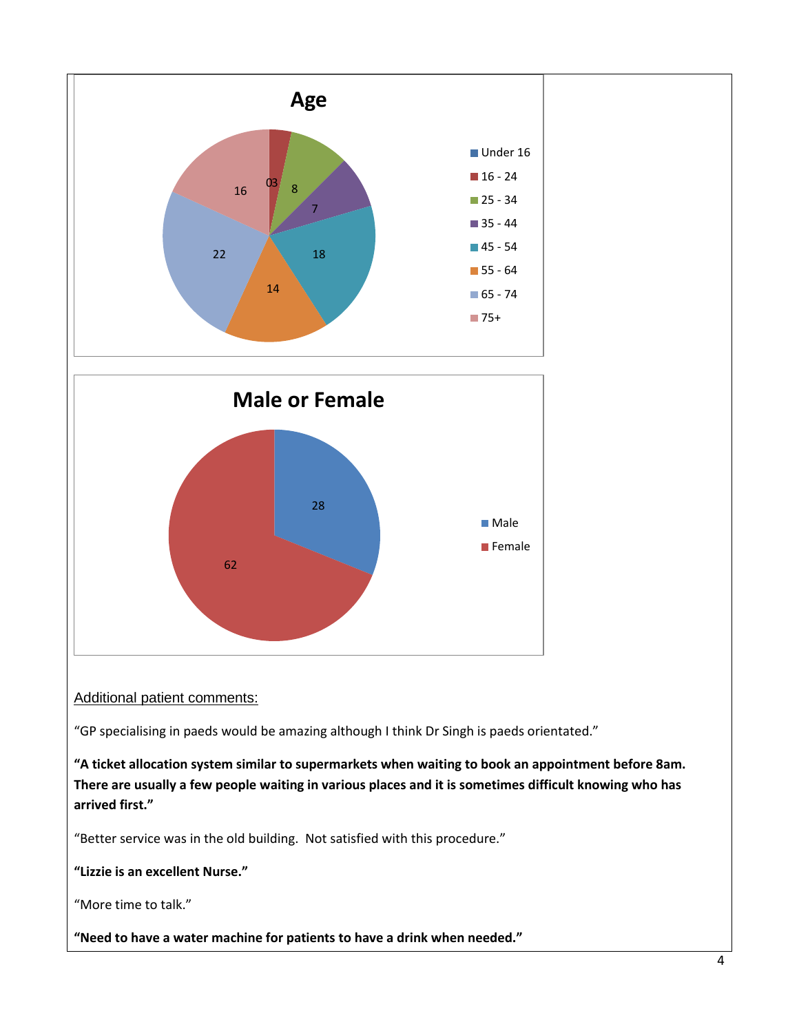## Age

| Age | Value |
|---|---|
| Under 16 | 0 |
| 16 - 24 | 3 |
| 25 - 34 | 8 |
| 35 - 44 | 7 |
| 45 - 54 | 18 |
| 55 - 64 | 14 |
| 65 - 74 | 22 |
| 75+ | 16 |

## Male or Female

| Gender | Value |
|---|---|
| Male | 28 |
| Female | 62 |

Additional patient comments:

"GP specialising in paeds would be amazing although I think Dr Singh is paeds orientated."

**"A ticket allocation system similar to supermarkets when waiting to book an appointment before 8am. There are usually a few people waiting in various places and it is sometimes difficult knowing who has arrived first."**

"Better service was in the old building. Not satisfied with this procedure."

**"Lizzie is an excellent Nurse."**

"More time to talk."

**"Need to have a water machine for patients to have a drink when needed."**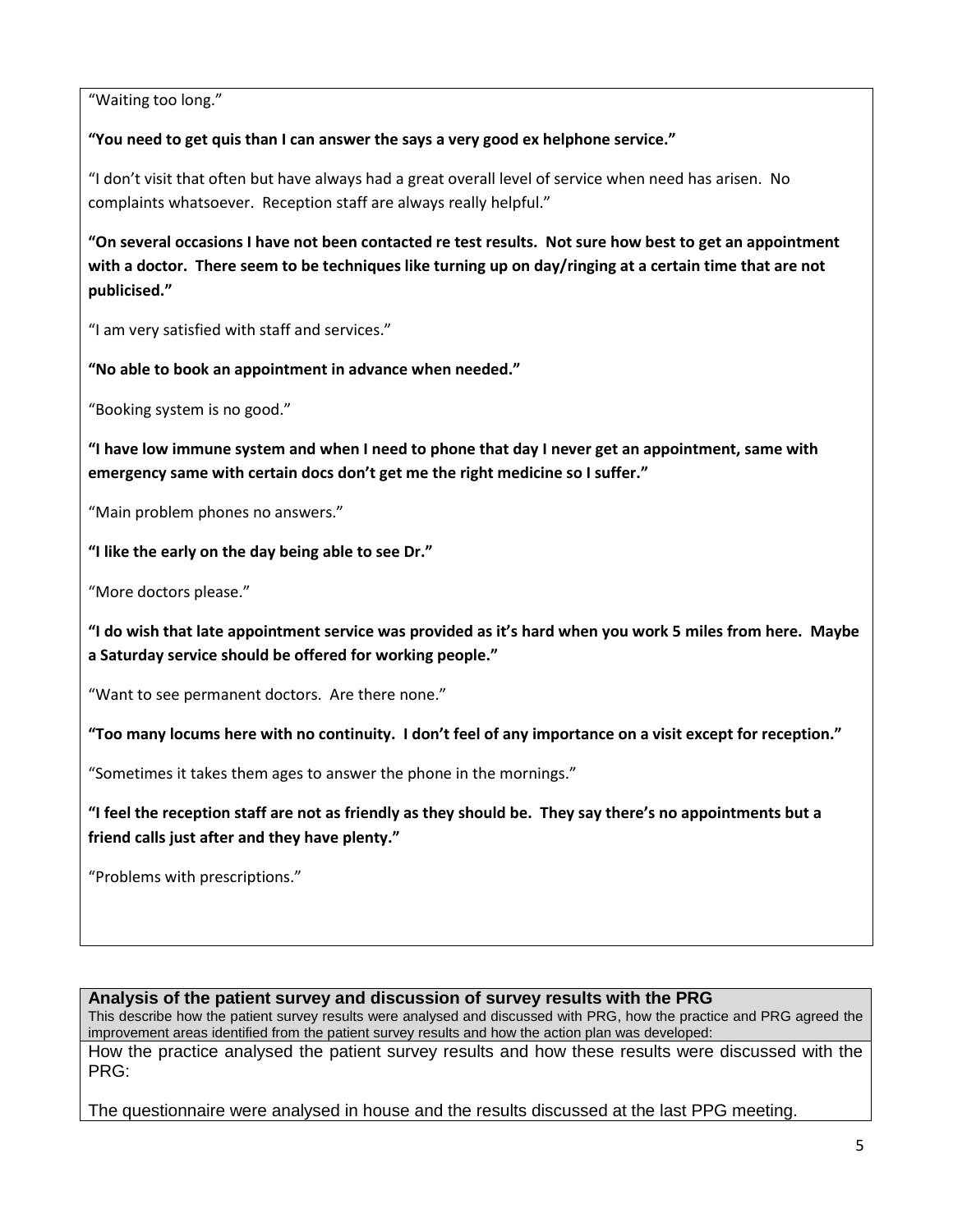"Waiting too long."

**"You need to get quis than I can answer the says a very good ex helphone service."**

"I don't visit that often but have always had a great overall level of service when need has arisen. No complaints whatsoever. Reception staff are always really helpful."

**"On several occasions I have not been contacted re test results. Not sure how best to get an appointment with a doctor. There seem to be techniques like turning up on day/ringing at a certain time that are not publicised."**

"I am very satisfied with staff and services."

**"No able to book an appointment in advance when needed."**

"Booking system is no good."

**"I have low immune system and when I need to phone that day I never get an appointment, same with emergency same with certain docs don't get me the right medicine so I suffer."**

"Main problem phones no answers."

**"I like the early on the day being able to see Dr."**

"More doctors please."

**"I do wish that late appointment service was provided as it's hard when you work 5 miles from here. Maybe a Saturday service should be offered for working people."**

"Want to see permanent doctors. Are there none."

**"Too many locums here with no continuity. I don't feel of any importance on a visit except for reception."**

"Sometimes it takes them ages to answer the phone in the mornings."

**"I feel the reception staff are not as friendly as they should be. They say there's no appointments but a friend calls just after and they have plenty."**

"Problems with prescriptions."

**Analysis of the patient survey and discussion of survey results with the PRG**

This describe how the patient survey results were analysed and discussed with PRG, how the practice and PRG agreed the improvement areas identified from the patient survey results and how the action plan was developed:

How the practice analysed the patient survey results and how these results were discussed with the PRG:

The questionnaire were analysed in house and the results discussed at the last PPG meeting.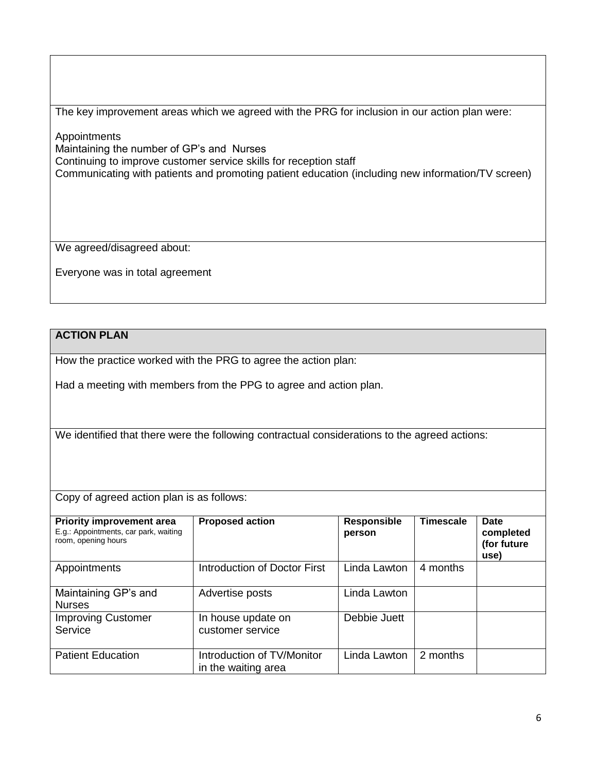The key improvement areas which we agreed with the PRG for inclusion in our action plan were:

Appointments
Maintaining the number of GP's and Nurses
Continuing to improve customer service skills for reception staff
Communicating with patients and promoting patient education (including new information/TV screen)

We agreed/disagreed about:

Everyone was in total agreement

## ACTION PLAN

How the practice worked with the PRG to agree the action plan:

Had a meeting with members from the PPG to agree and action plan.

We identified that there were the following contractual considerations to the agreed actions:

Copy of agreed action plan is as follows:

| **Priority improvement area** E.g.: Appointments, car park, waiting room, opening hours | **Proposed action** | **Responsible person** | **Timescale** | **Date completed (for future use)** |
|---|---|---|---|---|
| Appointments | Introduction of Doctor First | Linda Lawton | 4 months | |
| Maintaining GP's and Nurses | Advertise posts | Linda Lawton | | |
| Improving Customer Service | In house update on customer service | Debbie Juett | | |
| Patient Education | Introduction of TV/Monitor in the waiting area | Linda Lawton | 2 months | |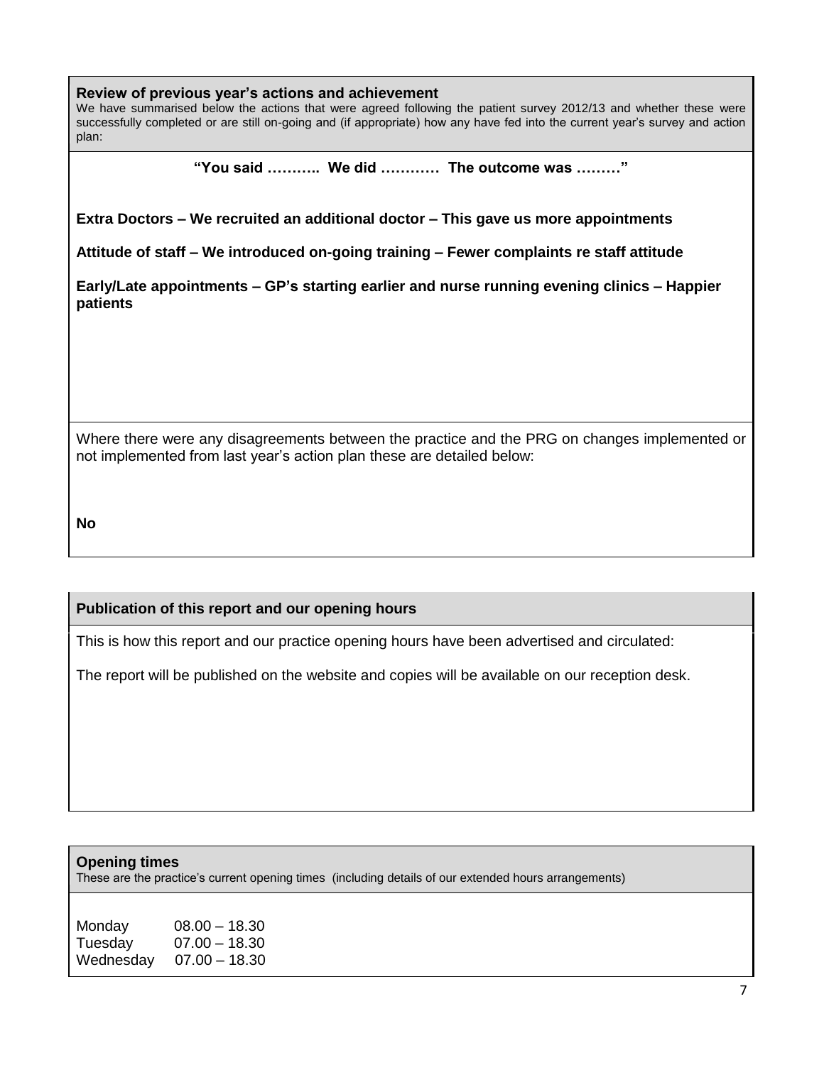## Review of previous year's actions and achievement

We have summarised below the actions that were agreed following the patient survey 2012/13 and whether these were successfully completed or are still on-going and (if appropriate) how any have fed into the current year's survey and action plan:

**"You said ……….. We did ………… The outcome was ………"**

**Extra Doctors – We recruited an additional doctor – This gave us more appointments**

**Attitude of staff – We introduced on-going training – Fewer complaints re staff attitude**

**Early/Late appointments – GP's starting earlier and nurse running evening clinics – Happier patients**

Where there were any disagreements between the practice and the PRG on changes implemented or not implemented from last year's action plan these are detailed below:

**No**

## Publication of this report and our opening hours

This is how this report and our practice opening hours have been advertised and circulated:

The report will be published on the website and copies will be available on our reception desk.

## Opening times

These are the practice's current opening times (including details of our extended hours arrangements)

| | |
|---|---|
| Monday | 08.00 – 18.30 |
| Tuesday | 07.00 – 18.30 |
| Wednesday | 07.00 – 18.30 |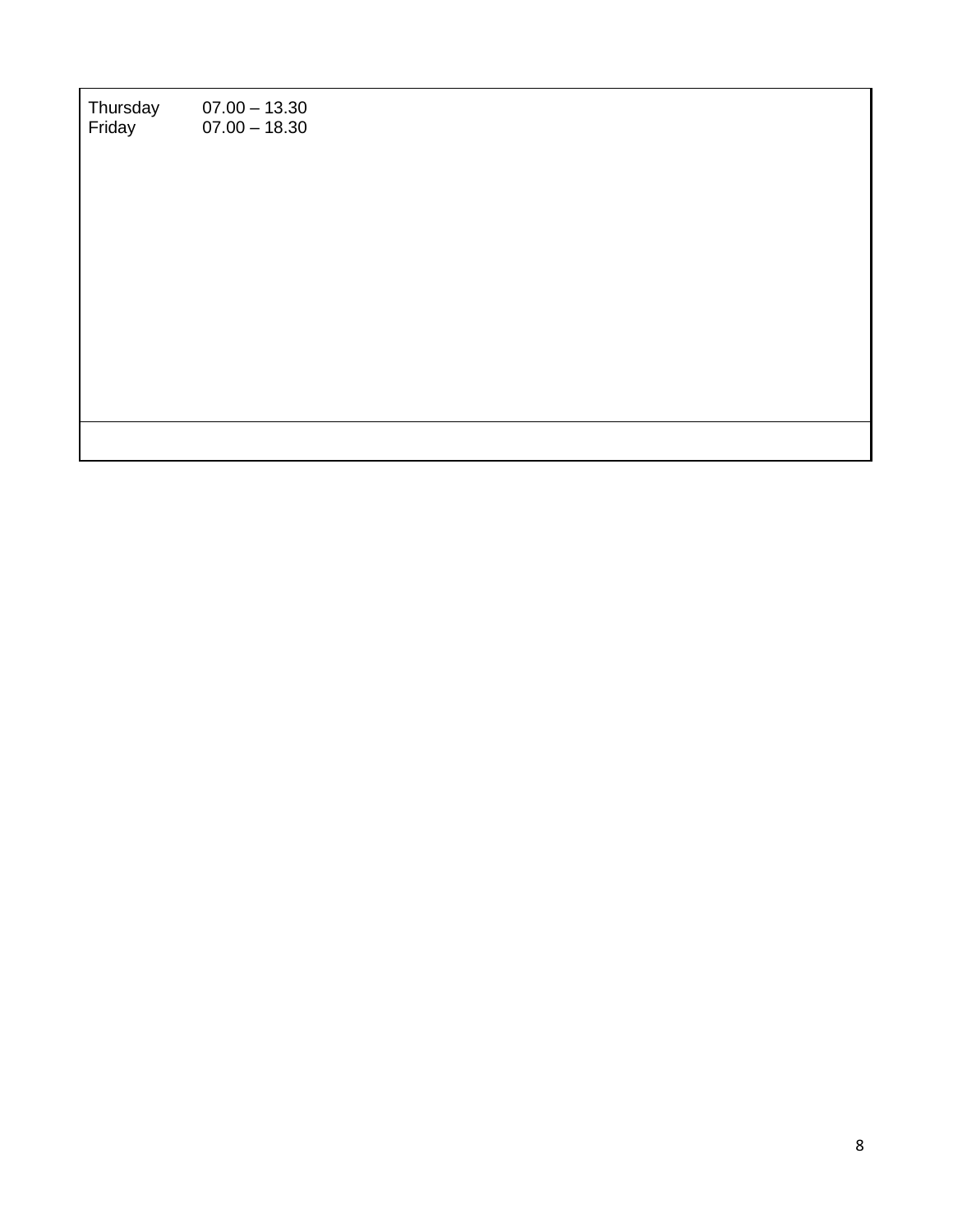| | |
|---|---|
| Thursday | 07.00 – 13.30 |
| Friday | 07.00 – 18.30 |